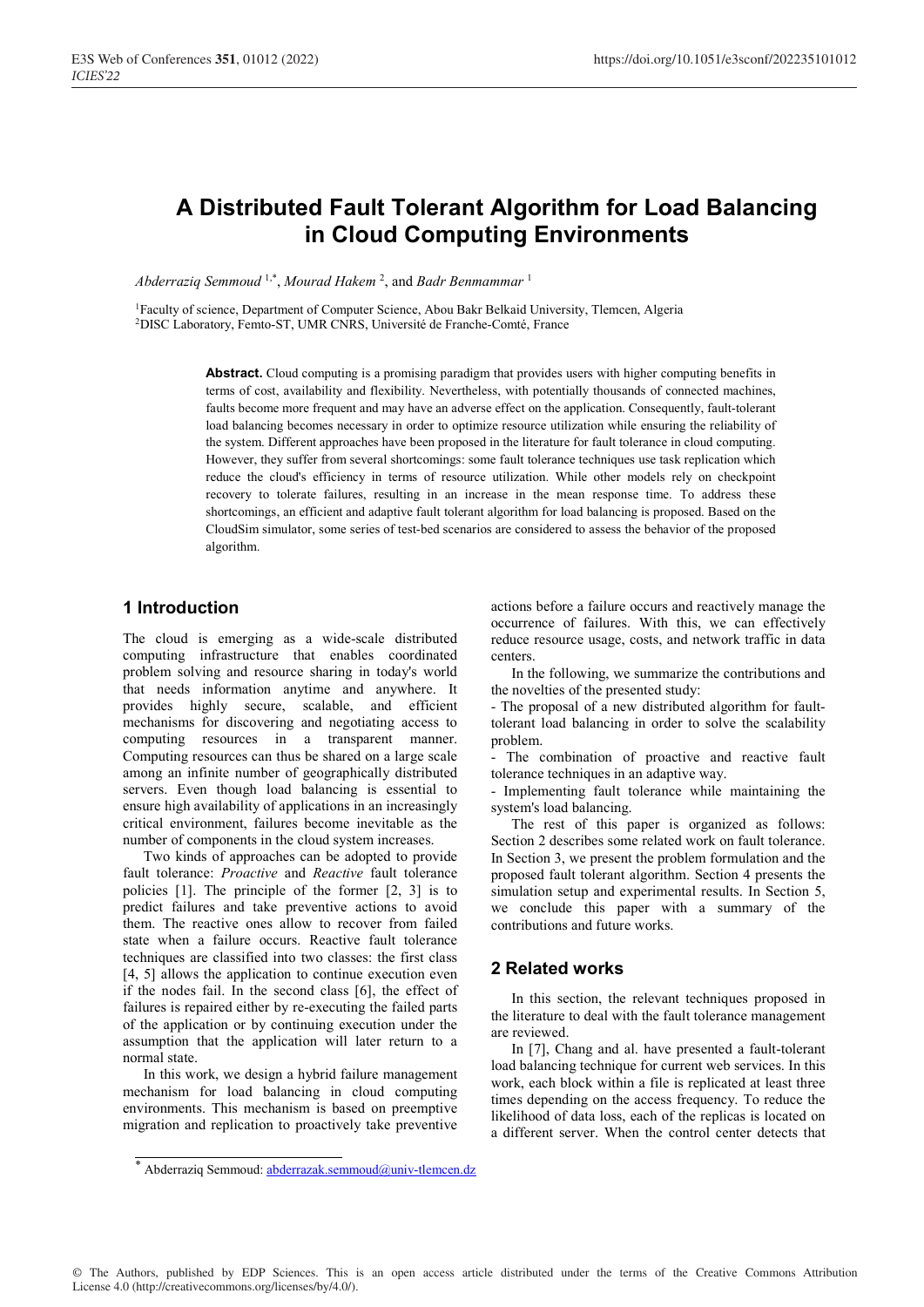# A Distributed Fault Tolerant Algorithm for Load Balancing in Cloud Computing Environments

*Abderraziq Semmoud* [1,*], *Mourad Hakem* [2], and *Badr Benmammar* [1]

[1]Faculty of science, Department of Computer Science, Abou Bakr Belkaid University, Tlemcen, Algeria
[2]DISC Laboratory, Femto-ST, UMR CNRS, Université de Franche-Comté, France

**Abstract.** Cloud computing is a promising paradigm that provides users with higher computing benefits in terms of cost, availability and flexibility. Nevertheless, with potentially thousands of connected machines, faults become more frequent and may have an adverse effect on the application. Consequently, fault-tolerant load balancing becomes necessary in order to optimize resource utilization while ensuring the reliability of the system. Different approaches have been proposed in the literature for fault tolerance in cloud computing. However, they suffer from several shortcomings: some fault tolerance techniques use task replication which reduce the cloud's efficiency in terms of resource utilization. While other models rely on checkpoint recovery to tolerate failures, resulting in an increase in the mean response time. To address these shortcomings, an efficient and adaptive fault tolerant algorithm for load balancing is proposed. Based on the CloudSim simulator, some series of test-bed scenarios are considered to assess the behavior of the proposed algorithm.

## 1 Introduction

The cloud is emerging as a wide-scale distributed computing infrastructure that enables coordinated problem solving and resource sharing in today's world that needs information anytime and anywhere. It provides highly secure, scalable, and efficient mechanisms for discovering and negotiating access to computing resources in a transparent manner. Computing resources can thus be shared on a large scale among an infinite number of geographically distributed servers. Even though load balancing is essential to ensure high availability of applications in an increasingly critical environment, failures become inevitable as the number of components in the cloud system increases.

Two kinds of approaches can be adopted to provide fault tolerance: *Proactive* and *Reactive* fault tolerance policies [1]. The principle of the former [2, 3] is to predict failures and take preventive actions to avoid them. The reactive ones allow to recover from failed state when a failure occurs. Reactive fault tolerance techniques are classified into two classes: the first class [4, 5] allows the application to continue execution even if the nodes fail. In the second class [6], the effect of failures is repaired either by re-executing the failed parts of the application or by continuing execution under the assumption that the application will later return to a normal state.

In this work, we design a hybrid failure management mechanism for load balancing in cloud computing environments. This mechanism is based on preemptive migration and replication to proactively take preventive actions before a failure occurs and reactively manage the occurrence of failures. With this, we can effectively reduce resource usage, costs, and network traffic in data centers.

In the following, we summarize the contributions and the novelties of the presented study:

- The proposal of a new distributed algorithm for fault-tolerant load balancing in order to solve the scalability problem.
- The combination of proactive and reactive fault tolerance techniques in an adaptive way.
- Implementing fault tolerance while maintaining the system's load balancing.

The rest of this paper is organized as follows: Section 2 describes some related work on fault tolerance. In Section 3, we present the problem formulation and the proposed fault tolerant algorithm. Section 4 presents the simulation setup and experimental results. In Section 5, we conclude this paper with a summary of the contributions and future works.

## 2 Related works

In this section, the relevant techniques proposed in the literature to deal with the fault tolerance management are reviewed.

In [7], Chang and al. have presented a fault-tolerant load balancing technique for current web services. In this work, each block within a file is replicated at least three times depending on the access frequency. To reduce the likelihood of data loss, each of the replicas is located on a different server. When the control center detects that

* Abderraziq Semmoud: abderrazak.semmoud@univ-tlemcen.dz

© The Authors, published by EDP Sciences. This is an open access article distributed under the terms of the Creative Commons Attribution License 4.0 (http://creativecommons.org/licenses/by/4.0/).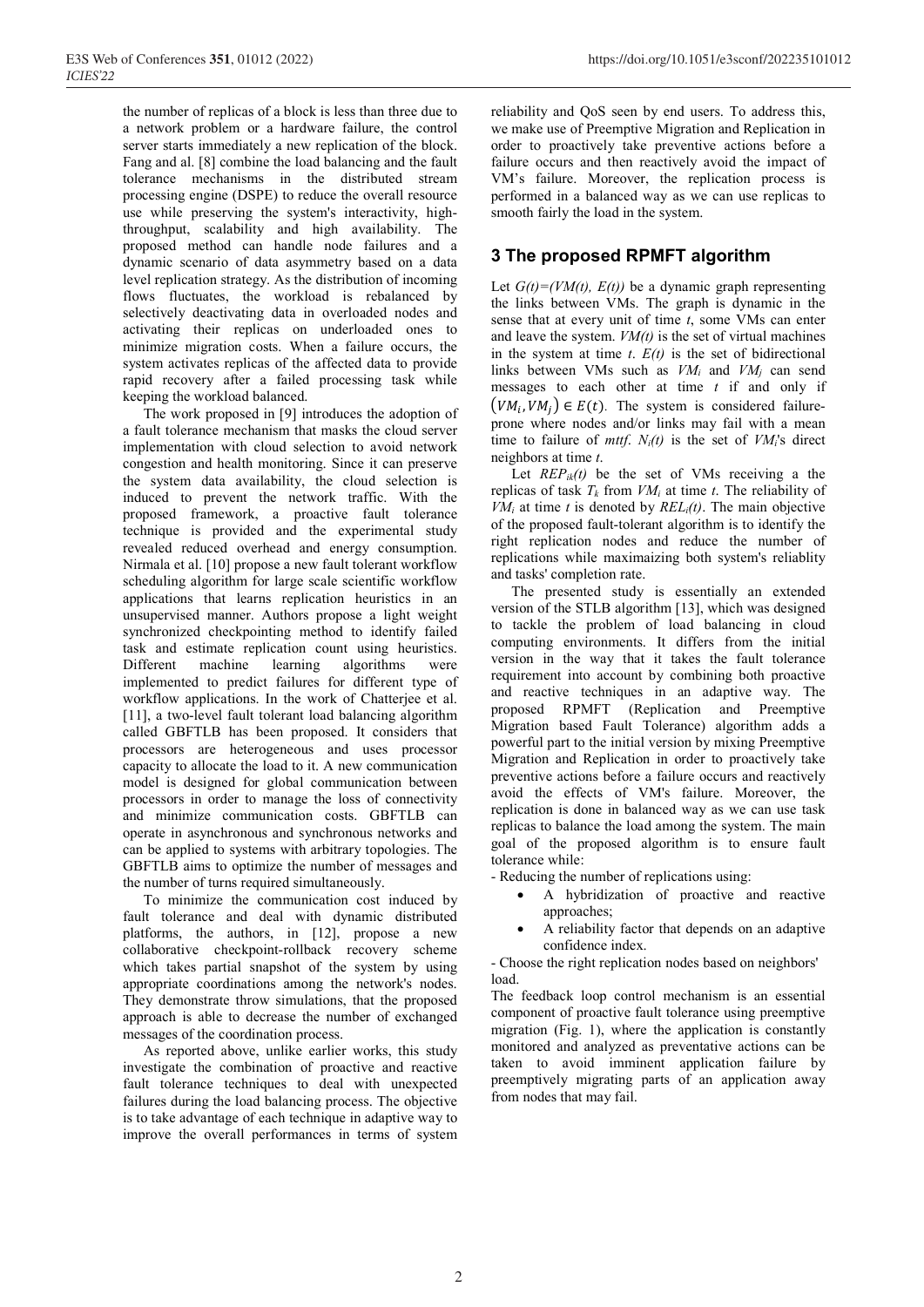the number of replicas of a block is less than three due to a network problem or a hardware failure, the control server starts immediately a new replication of the block. Fang and al. [8] combine the load balancing and the fault tolerance mechanisms in the distributed stream processing engine (DSPE) to reduce the overall resource use while preserving the system's interactivity, high-throughput, scalability and high availability. The proposed method can handle node failures and a dynamic scenario of data asymmetry based on a data level replication strategy. As the distribution of incoming flows fluctuates, the workload is rebalanced by selectively deactivating data in overloaded nodes and activating their replicas on underloaded ones to minimize migration costs. When a failure occurs, the system activates replicas of the affected data to provide rapid recovery after a failed processing task while keeping the workload balanced.

The work proposed in [9] introduces the adoption of a fault tolerance mechanism that masks the cloud server implementation with cloud selection to avoid network congestion and health monitoring. Since it can preserve the system data availability, the cloud selection is induced to prevent the network traffic. With the proposed framework, a proactive fault tolerance technique is provided and the experimental study revealed reduced overhead and energy consumption. Nirmala et al. [10] propose a new fault tolerant workflow scheduling algorithm for large scale scientific workflow applications that learns replication heuristics in an unsupervised manner. Authors propose a light weight synchronized checkpointing method to identify failed task and estimate replication count using heuristics. Different machine learning algorithms were implemented to predict failures for different type of workflow applications. In the work of Chatterjee et al. [11], a two-level fault tolerant load balancing algorithm called GBFTLB has been proposed. It considers that processors are heterogeneous and uses processor capacity to allocate the load to it. A new communication model is designed for global communication between processors in order to manage the loss of connectivity and minimize communication costs. GBFTLB can operate in asynchronous and synchronous networks and can be applied to systems with arbitrary topologies. The GBFTLB aims to optimize the number of messages and the number of turns required simultaneously.

To minimize the communication cost induced by fault tolerance and deal with dynamic distributed platforms, the authors, in [12], propose a new collaborative checkpoint-rollback recovery scheme which takes partial snapshot of the system by using appropriate coordinations among the network's nodes. They demonstrate throw simulations, that the proposed approach is able to decrease the number of exchanged messages of the coordination process.

As reported above, unlike earlier works, this study investigate the combination of proactive and reactive fault tolerance techniques to deal with unexpected failures during the load balancing process. The objective is to take advantage of each technique in adaptive way to improve the overall performances in terms of system reliability and QoS seen by end users. To address this, we make use of Preemptive Migration and Replication in order to proactively take preventive actions before a failure occurs and then reactively avoid the impact of VM's failure. Moreover, the replication process is performed in a balanced way as we can use replicas to smooth fairly the load in the system.

## 3 The proposed RPMFT algorithm

Let $G(t)=(VM(t), E(t))$ be a dynamic graph representing the links between VMs. The graph is dynamic in the sense that at every unit of time $t$, some VMs can enter and leave the system. $VM(t)$ is the set of virtual machines in the system at time $t$. $E(t)$ is the set of bidirectional links between VMs such as $VM_i$ and $VM_j$ can send messages to each other at time $t$ if and only if $(VM_i, VM_j) \in E(t)$. The system is considered failure-prone where nodes and/or links may fail with a mean time to failure of $mttf$. $N_i(t)$ is the set of $VM_i$'s direct neighbors at time $t$.

Let $REP_{ik}(t)$ be the set of VMs receiving a the replicas of task $T_k$ from $VM_i$ at time $t$. The reliability of $VM_i$ at time $t$ is denoted by $REL_i(t)$. The main objective of the proposed fault-tolerant algorithm is to identify the right replication nodes and reduce the number of replications while maximaizing both system's reliablity and tasks' completion rate.

The presented study is essentially an extended version of the STLB algorithm [13], which was designed to tackle the problem of load balancing in cloud computing environments. It differs from the initial version in the way that it takes the fault tolerance requirement into account by combining both proactive and reactive techniques in an adaptive way. The proposed RPMFT (Replication and Preemptive Migration based Fault Tolerance) algorithm adds a powerful part to the initial version by mixing Preemptive Migration and Replication in order to proactively take preventive actions before a failure occurs and reactively avoid the effects of VM's failure. Moreover, the replication is done in balanced way as we can use task replicas to balance the load among the system. The main goal of the proposed algorithm is to ensure fault tolerance while:

- Reducing the number of replications using:
  - A hybridization of proactive and reactive approaches;
  - A reliability factor that depends on an adaptive confidence index.
- Choose the right replication nodes based on neighbors' load.

The feedback loop control mechanism is an essential component of proactive fault tolerance using preemptive migration (Fig. 1), where the application is constantly monitored and analyzed as preventative actions can be taken to avoid imminent application failure by preemptively migrating parts of an application away from nodes that may fail.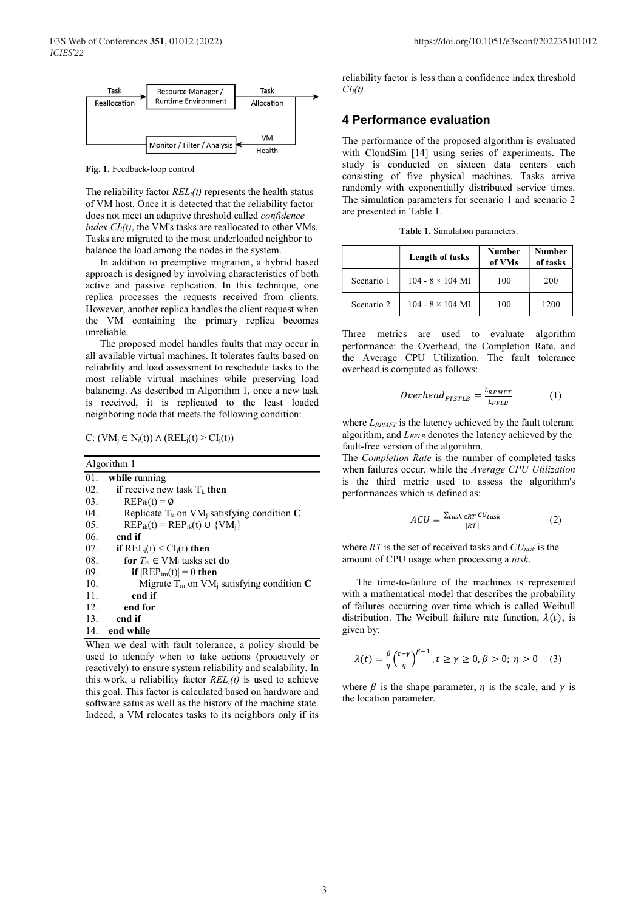Fig. 1. Feedback-loop control

The reliability factor $REL_i(t)$ represents the health status of VM host. Once it is detected that the reliability factor does not meet an adaptive threshold called *confidence index* $CI_i(t)$, the VM's tasks are reallocated to other VMs. Tasks are migrated to the most underloaded neighbor to balance the load among the nodes in the system.

In addition to preemptive migration, a hybrid based approach is designed by involving characteristics of both active and passive replication. In this technique, one replica processes the requests received from clients. However, another replica handles the client request when the VM containing the primary replica becomes unreliable.

The proposed model handles faults that may occur in all available virtual machines. It tolerates faults based on reliability and load assessment to reschedule tasks to the most reliable virtual machines while preserving load balancing. As described in Algorithm 1, once a new task is received, it is replicated to the least loaded neighboring node that meets the following condition:

C: $(VM_j \in N_i(t)) \wedge (REL_j(t) > CI_j(t))$

```
Algorithm 1
01.  while running
02.    if receive new task T_k then
03.      REP_ik(t) = ∅
04.      Replicate T_k on VM_j satisfying condition C
05.      REP_ik(t) = REP_ik(t) ∪ {VM_j}
06.    end if
07.    if REL_i(t) < CI_i(t) then
08.      for T_m ∈ VM_i tasks set do
09.        if |REP_im(t)| = 0 then
10.          Migrate T_m on VM_j satisfying condition C
11.        end if
12.      end for
13.    end if
14.  end while
```

When we deal with fault tolerance, a policy should be used to identify when to take actions (proactively or reactively) to ensure system reliability and scalability. In this work, a reliability factor $REL_i(t)$ is used to achieve this goal. This factor is calculated based on hardware and software satus as well as the history of the machine state. Indeed, a VM relocates tasks to its neighbors only if its reliability factor is less than a confidence index threshold $CI_i(t)$.

## 4 Performance evaluation

The performance of the proposed algorithm is evaluated with CloudSim [14] using series of experiments. The study is conducted on sixteen data centers each consisting of five physical machines. Tasks arrive randomly with exponentially distributed service times. The simulation parameters for scenario 1 and scenario 2 are presented in Table 1.

**Table 1.** Simulation parameters.

| | Length of tasks | Number of VMs | Number of tasks |
|---|---|---|---|
| Scenario 1 | 104 - 8 × 104 MI | 100 | 200 |
| Scenario 2 | 104 - 8 × 104 MI | 100 | 1200 |

Three metrics are used to evaluate algorithm performance: the Overhead, the Completion Rate, and the Average CPU Utilization. The fault tolerance overhead is computed as follows:

$$Overhead_{FTSTLB} = \frac{L_{RPMFT}}{L_{FFLB}} \quad (1)$$

where $L_{RPMFT}$ is the latency achieved by the fault tolerant algorithm, and $L_{FFLB}$ denotes the latency achieved by the fault-free version of the algorithm.

The *Completion Rate* is the number of completed tasks when failures occur, while the *Average CPU Utilization* is the third metric used to assess the algorithm's performances which is defined as:

$$ACU = \frac{\sum_{task \in RT} CU_{task}}{|RT|} \quad (2)$$

where $RT$ is the set of received tasks and $CU_{task}$ is the amount of CPU usage when processing a *task*.

The time-to-failure of the machines is represented with a mathematical model that describes the probability of failures occurring over time which is called Weibull distribution. The Weibull failure rate function, $\lambda(t)$, is given by:

$$\lambda(t) = \frac{\beta}{\eta}\left(\frac{t-\gamma}{\eta}\right)^{\beta-1}, t \geq \gamma \geq 0, \beta > 0; \eta > 0 \quad (3)$$

where $\beta$ is the shape parameter, $\eta$ is the scale, and $\gamma$ is the location parameter.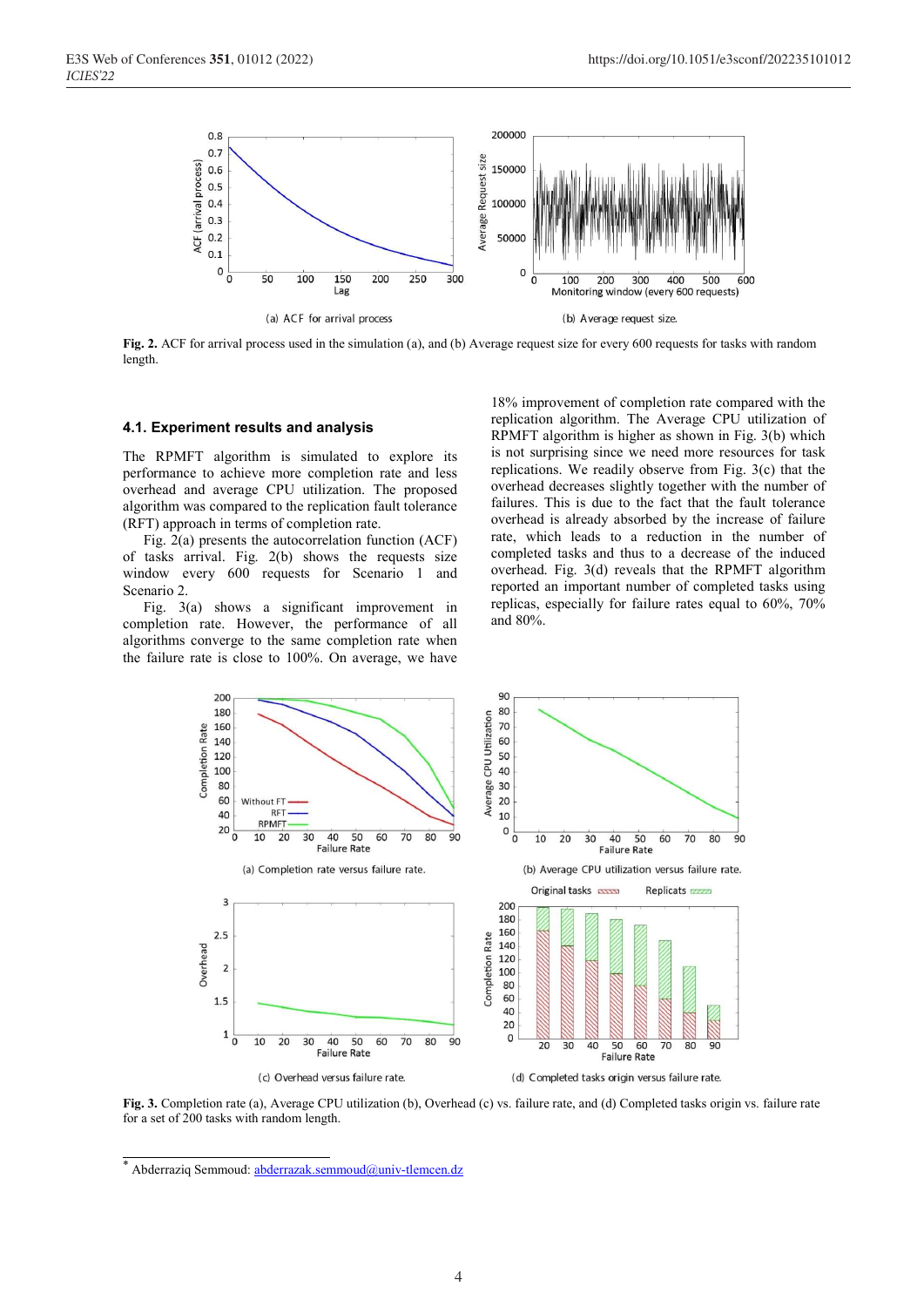Fig. 2. ACF for arrival process used in the simulation (a), and (b) Average request size for every 600 requests for tasks with random length.

### 4.1. Experiment results and analysis

The RPMFT algorithm is simulated to explore its performance to achieve more completion rate and less overhead and average CPU utilization. The proposed algorithm was compared to the replication fault tolerance (RFT) approach in terms of completion rate.

Fig. 2(a) presents the autocorrelation function (ACF) of tasks arrival. Fig. 2(b) shows the requests size window every 600 requests for Scenario 1 and Scenario 2.

Fig. 3(a) shows a significant improvement in completion rate. However, the performance of all algorithms converge to the same completion rate when the failure rate is close to 100%. On average, we have 18% improvement of completion rate compared with the replication algorithm. The Average CPU utilization of RPMFT algorithm is higher as shown in Fig. 3(b) which is not surprising since we need more resources for task replications. We readily observe from Fig. 3(c) that the overhead decreases slightly together with the number of failures. This is due to the fact that the fault tolerance overhead is already absorbed by the increase of failure rate, which leads to a reduction in the number of completed tasks and thus to a decrease of the induced overhead. Fig. 3(d) reveals that the RPMFT algorithm reported an important number of completed tasks using replicas, especially for failure rates equal to 60%, 70% and 80%.

Fig. 3. Completion rate (a), Average CPU utilization (b), Overhead (c) vs. failure rate, and (d) Completed tasks origin vs. failure rate for a set of 200 tasks with random length.

* Abderraziq Semmoud: abderrazak.semmoud@univ-tlemcen.dz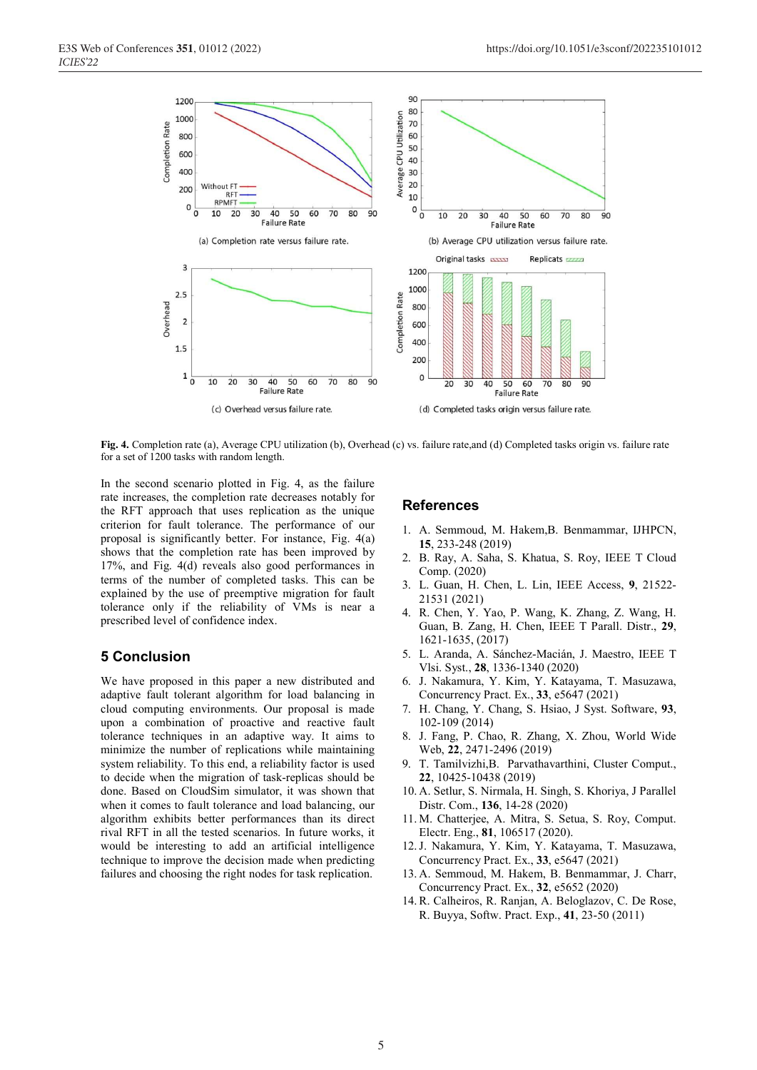Completion Rate
1200
1000
800
600
400
200
0
0 10 20 30 40 50 60 70 80 90
Failure Rate
Without FT
RFT
RPMFT

(a) Completion rate versus failure rate.

Average CPU Utilization
90
80
70
60
50
40
30
20
10
0
0 10 20 30 40 50 60 70 80 90
Failure Rate

(b) Average CPU utilization versus failure rate.

Overhead
3
2.5
2
1.5
1
0 10 20 30 40 50 60 70 80 90
Failure Rate

(c) Overhead versus failure rate.

Original tasks
Replicats
Completion Rate
1200
1000
800
600
400
200
0
20 30 40 50 60 70 80 90
Failure Rate

(d) Completed tasks origin versus failure rate.

**Fig. 4.** Completion rate (a), Average CPU utilization (b), Overhead (c) vs. failure rate,and (d) Completed tasks origin vs. failure rate for a set of 1200 tasks with random length.

In the second scenario plotted in Fig. 4, as the failure rate increases, the completion rate decreases notably for the RFT approach that uses replication as the unique criterion for fault tolerance. The performance of our proposal is significantly better. For instance, Fig. 4(a) shows that the completion rate has been improved by 17%, and Fig. 4(d) reveals also good performances in terms of the number of completed tasks. This can be explained by the use of preemptive migration for fault tolerance only if the reliability of VMs is near a prescribed level of confidence index.

## 5 Conclusion

We have proposed in this paper a new distributed and adaptive fault tolerant algorithm for load balancing in cloud computing environments. Our proposal is made upon a combination of proactive and reactive fault tolerance techniques in an adaptive way. It aims to minimize the number of replications while maintaining system reliability. To this end, a reliability factor is used to decide when the migration of task-replicas should be done. Based on CloudSim simulator, it was shown that when it comes to fault tolerance and load balancing, our algorithm exhibits better performances than its direct rival RFT in all the tested scenarios. In future works, it would be interesting to add an artificial intelligence technique to improve the decision made when predicting failures and choosing the right nodes for task replication.

## References

1. A. Semmoud, M. Hakem,B. Benmammar, IJHPCN, **15**, 233-248 (2019)
2. B. Ray, A. Saha, S. Khatua, S. Roy, IEEE T Cloud Comp. (2020)
3. L. Guan, H. Chen, L. Lin, IEEE Access, **9**, 21522-21531 (2021)
4. R. Chen, Y. Yao, P. Wang, K. Zhang, Z. Wang, H. Guan, B. Zang, H. Chen, IEEE T Parall. Distr., **29**, 1621-1635, (2017)
5. L. Aranda, A. Sánchez-Macián, J. Maestro, IEEE T Vlsi. Syst., **28**, 1336-1340 (2020)
6. J. Nakamura, Y. Kim, Y. Katayama, T. Masuzawa, Concurrency Pract. Ex., **33**, e5647 (2021)
7. H. Chang, Y. Chang, S. Hsiao, J Syst. Software, **93**, 102-109 (2014)
8. J. Fang, P. Chao, R. Zhang, X. Zhou, World Wide Web, **22**, 2471-2496 (2019)
9. T. Tamilvizhi,B. Parvathavarthini, Cluster Comput., **22**, 10425-10438 (2019)
10. A. Setlur, S. Nirmala, H. Singh, S. Khoriya, J Parallel Distr. Com., **136**, 14-28 (2020)
11. M. Chatterjee, A. Mitra, S. Setua, S. Roy, Comput. Electr. Eng., **81**, 106517 (2020).
12. J. Nakamura, Y. Kim, Y. Katayama, T. Masuzawa, Concurrency Pract. Ex., **33**, e5647 (2021)
13. A. Semmoud, M. Hakem, B. Benmammar, J. Charr, Concurrency Pract. Ex., **32**, e5652 (2020)
14. R. Calheiros, R. Ranjan, A. Beloglazov, C. De Rose, R. Buyya, Softw. Pract. Exp., **41**, 23-50 (2011)